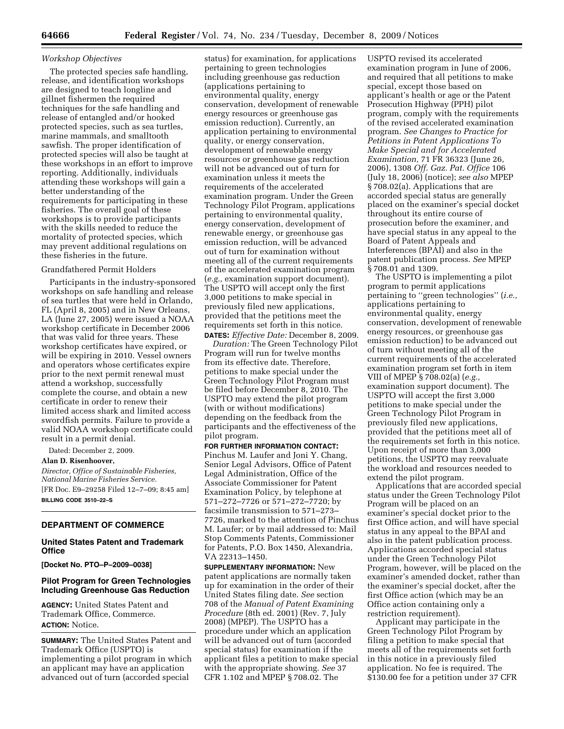*Workshop Objectives*

The protected species safe handling, release, and identification workshops are designed to teach longline and gillnet fishermen the required techniques for the safe handling and release of entangled and/or hooked protected species, such as sea turtles, marine mammals, and smalltooth sawfish. The proper identification of protected species will also be taught at these workshops in an effort to improve reporting. Additionally, individuals attending these workshops will gain a better understanding of the requirements for participating in these fisheries. The overall goal of these workshops is to provide participants with the skills needed to reduce the mortality of protected species, which may prevent additional regulations on these fisheries in the future.

Grandfathered Permit Holders

Participants in the industry-sponsored workshops on safe handling and release of sea turtles that were held in Orlando, FL (April 8, 2005) and in New Orleans, LA (June 27, 2005) were issued a NOAA workshop certificate in December 2006 that was valid for three years. These workshop certificates have expired, or will be expiring in 2010. Vessel owners and operators whose certificates expire prior to the next permit renewal must attend a workshop, successfully complete the course, and obtain a new certificate in order to renew their limited access shark and limited access swordfish permits. Failure to provide a valid NOAA workshop certificate could result in a permit denial.

Dated: December 2, 2009.

**Alan D. Risenhoover,**

*Director, Office of Sustainable Fisheries, National Marine Fisheries Service.*

[FR Doc. E9–29258 Filed 12–7–09; 8:45 am]

**BILLING CODE 3510–22–S**

## DEPARTMENT OF COMMERCE

### United States Patent and Trademark Office

**[Docket No. PTO–P–2009–0038]**

### Pilot Program for Green Technologies Including Greenhouse Gas Reduction

**AGENCY:** United States Patent and Trademark Office, Commerce.

**ACTION:** Notice.

**SUMMARY:** The United States Patent and Trademark Office (USPTO) is implementing a pilot program in which an applicant may have an application advanced out of turn (accorded special status) for examination, for applications pertaining to green technologies including greenhouse gas reduction (applications pertaining to environmental quality, energy conservation, development of renewable energy resources or greenhouse gas emission reduction). Currently, an application pertaining to environmental quality, or energy conservation, development of renewable energy resources or greenhouse gas reduction will not be advanced out of turn for examination unless it meets the requirements of the accelerated examination program. Under the Green Technology Pilot Program, applications pertaining to environmental quality, energy conservation, development of renewable energy, or greenhouse gas emission reduction, will be advanced out of turn for examination without meeting all of the current requirements of the accelerated examination program (*e.g.,* examination support document). The USPTO will accept only the first 3,000 petitions to make special in previously filed new applications, provided that the petitions meet the requirements set forth in this notice.

**DATES:** *Effective Date:* December 8, 2009.

*Duration:* The Green Technology Pilot Program will run for twelve months from its effective date. Therefore, petitions to make special under the Green Technology Pilot Program must be filed before December 8, 2010. The USPTO may extend the pilot program (with or without modifications) depending on the feedback from the participants and the effectiveness of the pilot program.

**FOR FURTHER INFORMATION CONTACT:** Pinchus M. Laufer and Joni Y. Chang, Senior Legal Advisors, Office of Patent Legal Administration, Office of the Associate Commissioner for Patent Examination Policy, by telephone at 571–272–7726 or 571–272–7720; by facsimile transmission to 571–273–7726, marked to the attention of Pinchus M. Laufer; or by mail addressed to: Mail Stop Comments Patents, Commissioner for Patents, P.O. Box 1450, Alexandria, VA 22313–1450.

**SUPPLEMENTARY INFORMATION:** New patent applications are normally taken up for examination in the order of their United States filing date. *See* section 708 of the *Manual of Patent Examining Procedure* (8th ed. 2001) (Rev. 7, July 2008) (MPEP). The USPTO has a procedure under which an application will be advanced out of turn (accorded special status) for examination if the applicant files a petition to make special with the appropriate showing. *See* 37 CFR 1.102 and MPEP § 708.02. The USPTO revised its accelerated examination program in June of 2006, and required that all petitions to make special, except those based on applicant's health or age or the Patent Prosecution Highway (PPH) pilot program, comply with the requirements of the revised accelerated examination program. *See Changes to Practice for Petitions in Patent Applications To Make Special and for Accelerated Examination,* 71 FR 36323 (June 26, 2006), 1308 *Off. Gaz. Pat. Office* 106 (July 18, 2006) (notice); *see also* MPEP § 708.02(a). Applications that are accorded special status are generally placed on the examiner's special docket throughout its entire course of prosecution before the examiner, and have special status in any appeal to the Board of Patent Appeals and Interferences (BPAI) and also in the patent publication process. *See* MPEP § 708.01 and 1309.

The USPTO is implementing a pilot program to permit applications pertaining to "green technologies" (*i.e.,* applications pertaining to environmental quality, energy conservation, development of renewable energy resources, or greenhouse gas emission reduction) to be advanced out of turn without meeting all of the current requirements of the accelerated examination program set forth in item VIII of MPEP § 708.02(a) (*e.g.,* examination support document). The USPTO will accept the first 3,000 petitions to make special under the Green Technology Pilot Program in previously filed new applications, provided that the petitions meet all of the requirements set forth in this notice. Upon receipt of more than 3,000 petitions, the USPTO may reevaluate the workload and resources needed to extend the pilot program.

Applications that are accorded special status under the Green Technology Pilot Program will be placed on an examiner's special docket prior to the first Office action, and will have special status in any appeal to the BPAI and also in the patent publication process. Applications accorded special status under the Green Technology Pilot Program, however, will be placed on the examiner's amended docket, rather than the examiner's special docket, after the first Office action (which may be an Office action containing only a restriction requirement).

Applicant may participate in the Green Technology Pilot Program by filing a petition to make special that meets all of the requirements set forth in this notice in a previously filed application. No fee is required. The $130.00 fee for a petition under 37 CFR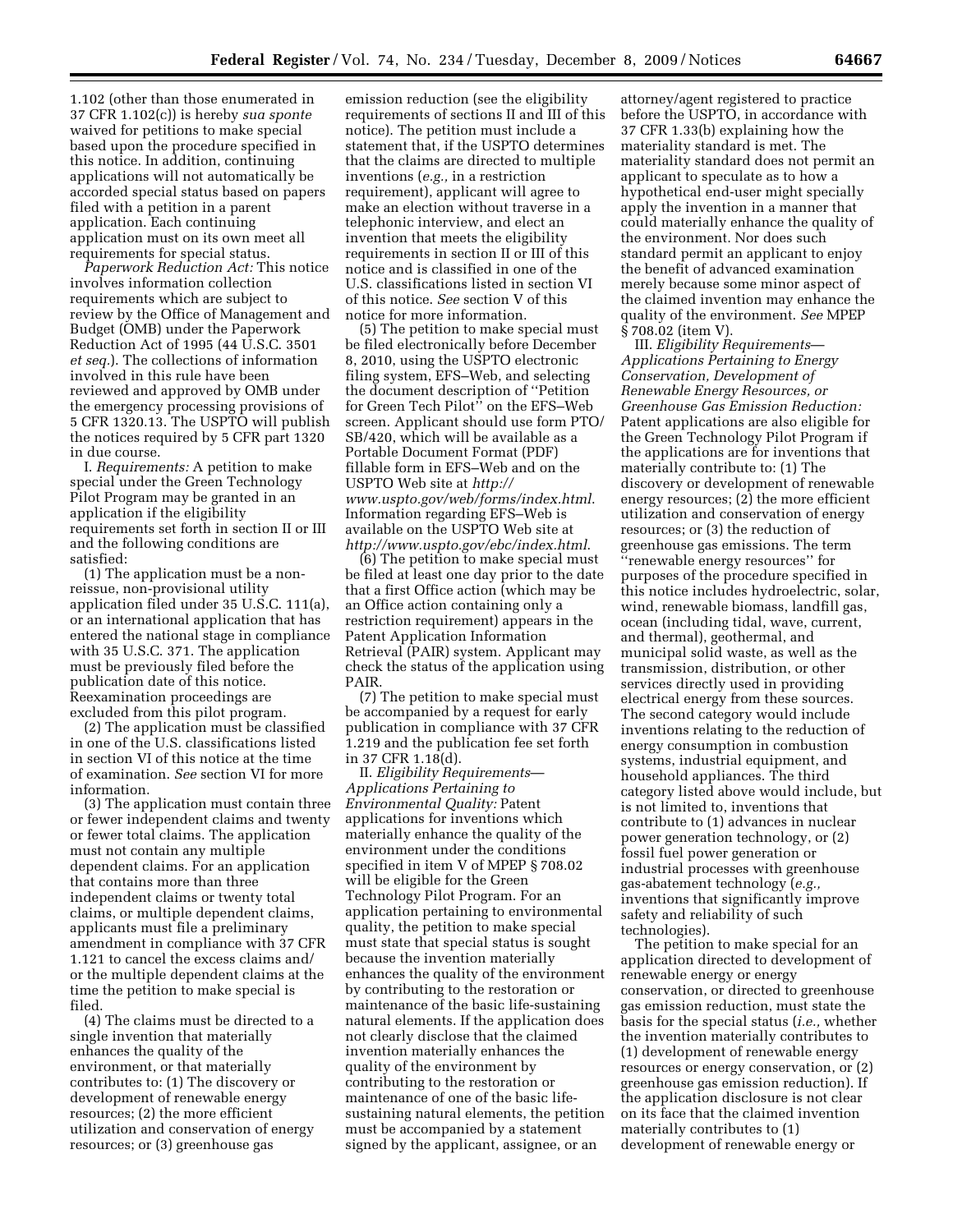1.102 (other than those enumerated in 37 CFR 1.102(c)) is hereby *sua sponte* waived for petitions to make special based upon the procedure specified in this notice. In addition, continuing applications will not automatically be accorded special status based on papers filed with a petition in a parent application. Each continuing application must on its own meet all requirements for special status.

*Paperwork Reduction Act:* This notice involves information collection requirements which are subject to review by the Office of Management and Budget (OMB) under the Paperwork Reduction Act of 1995 (44 U.S.C. 3501 *et seq.*). The collections of information involved in this rule have been reviewed and approved by OMB under the emergency processing provisions of 5 CFR 1320.13. The USPTO will publish the notices required by 5 CFR part 1320 in due course.

I. *Requirements:* A petition to make special under the Green Technology Pilot Program may be granted in an application if the eligibility requirements set forth in section II or III and the following conditions are satisfied:

(1) The application must be a non-reissue, non-provisional utility application filed under 35 U.S.C. 111(a), or an international application that has entered the national stage in compliance with 35 U.S.C. 371. The application must be previously filed before the publication date of this notice. Reexamination proceedings are excluded from this pilot program.

(2) The application must be classified in one of the U.S. classifications listed in section VI of this notice at the time of examination. *See* section VI for more information.

(3) The application must contain three or fewer independent claims and twenty or fewer total claims. The application must not contain any multiple dependent claims. For an application that contains more than three independent claims or twenty total claims, or multiple dependent claims, applicants must file a preliminary amendment in compliance with 37 CFR 1.121 to cancel the excess claims and/or the multiple dependent claims at the time the petition to make special is filed.

(4) The claims must be directed to a single invention that materially enhances the quality of the environment, or that materially contributes to: (1) The discovery or development of renewable energy resources; (2) the more efficient utilization and conservation of energy resources; or (3) greenhouse gas emission reduction (see the eligibility requirements of sections II and III of this notice). The petition must include a statement that, if the USPTO determines that the claims are directed to multiple inventions (*e.g.,* in a restriction requirement), applicant will agree to make an election without traverse in a telephonic interview, and elect an invention that meets the eligibility requirements in section II or III of this notice and is classified in one of the U.S. classifications listed in section VI of this notice. *See* section V of this notice for more information.

(5) The petition to make special must be filed electronically before December 8, 2010, using the USPTO electronic filing system, EFS–Web, and selecting the document description of ''Petition for Green Tech Pilot'' on the EFS–Web screen. Applicant should use form PTO/SB/420, which will be available as a Portable Document Format (PDF) fillable form in EFS–Web and on the USPTO Web site at *http://www.uspto.gov/web/forms/index.html*. Information regarding EFS–Web is available on the USPTO Web site at *http://www.uspto.gov/ebc/index.html*.

(6) The petition to make special must be filed at least one day prior to the date that a first Office action (which may be an Office action containing only a restriction requirement) appears in the Patent Application Information Retrieval (PAIR) system. Applicant may check the status of the application using PAIR.

(7) The petition to make special must be accompanied by a request for early publication in compliance with 37 CFR 1.219 and the publication fee set forth in 37 CFR 1.18(d).

II. *Eligibility Requirements—Applications Pertaining to Environmental Quality:* Patent applications for inventions which materially enhance the quality of the environment under the conditions specified in item V of MPEP § 708.02 will be eligible for the Green Technology Pilot Program. For an application pertaining to environmental quality, the petition to make special must state that special status is sought because the invention materially enhances the quality of the environment by contributing to the restoration or maintenance of the basic life-sustaining natural elements. If the application does not clearly disclose that the claimed invention materially enhances the quality of the environment by contributing to the restoration or maintenance of one of the basic life-sustaining natural elements, the petition must be accompanied by a statement signed by the applicant, assignee, or an attorney/agent registered to practice before the USPTO, in accordance with 37 CFR 1.33(b) explaining how the materiality standard is met. The materiality standard does not permit an applicant to speculate as to how a hypothetical end-user might specially apply the invention in a manner that could materially enhance the quality of the environment. Nor does such standard permit an applicant to enjoy the benefit of advanced examination merely because some minor aspect of the claimed invention may enhance the quality of the environment. *See* MPEP § 708.02 (item V).

III. *Eligibility Requirements—Applications Pertaining to Energy Conservation, Development of Renewable Energy Resources, or Greenhouse Gas Emission Reduction:* Patent applications are also eligible for the Green Technology Pilot Program if the applications are for inventions that materially contribute to: (1) The discovery or development of renewable energy resources; (2) the more efficient utilization and conservation of energy resources; or (3) the reduction of greenhouse gas emissions. The term ''renewable energy resources'' for purposes of the procedure specified in this notice includes hydroelectric, solar, wind, renewable biomass, landfill gas, ocean (including tidal, wave, current, and thermal), geothermal, and municipal solid waste, as well as the transmission, distribution, or other services directly used in providing electrical energy from these sources. The second category would include inventions relating to the reduction of energy consumption in combustion systems, industrial equipment, and household appliances. The third category listed above would include, but is not limited to, inventions that contribute to (1) advances in nuclear power generation technology, or (2) fossil fuel power generation or industrial processes with greenhouse gas-abatement technology (*e.g.,* inventions that significantly improve safety and reliability of such technologies).

The petition to make special for an application directed to development of renewable energy or energy conservation, or directed to greenhouse gas emission reduction, must state the basis for the special status (*i.e.,* whether the invention materially contributes to (1) development of renewable energy resources or energy conservation, or (2) greenhouse gas emission reduction). If the application disclosure is not clear on its face that the claimed invention materially contributes to (1) development of renewable energy or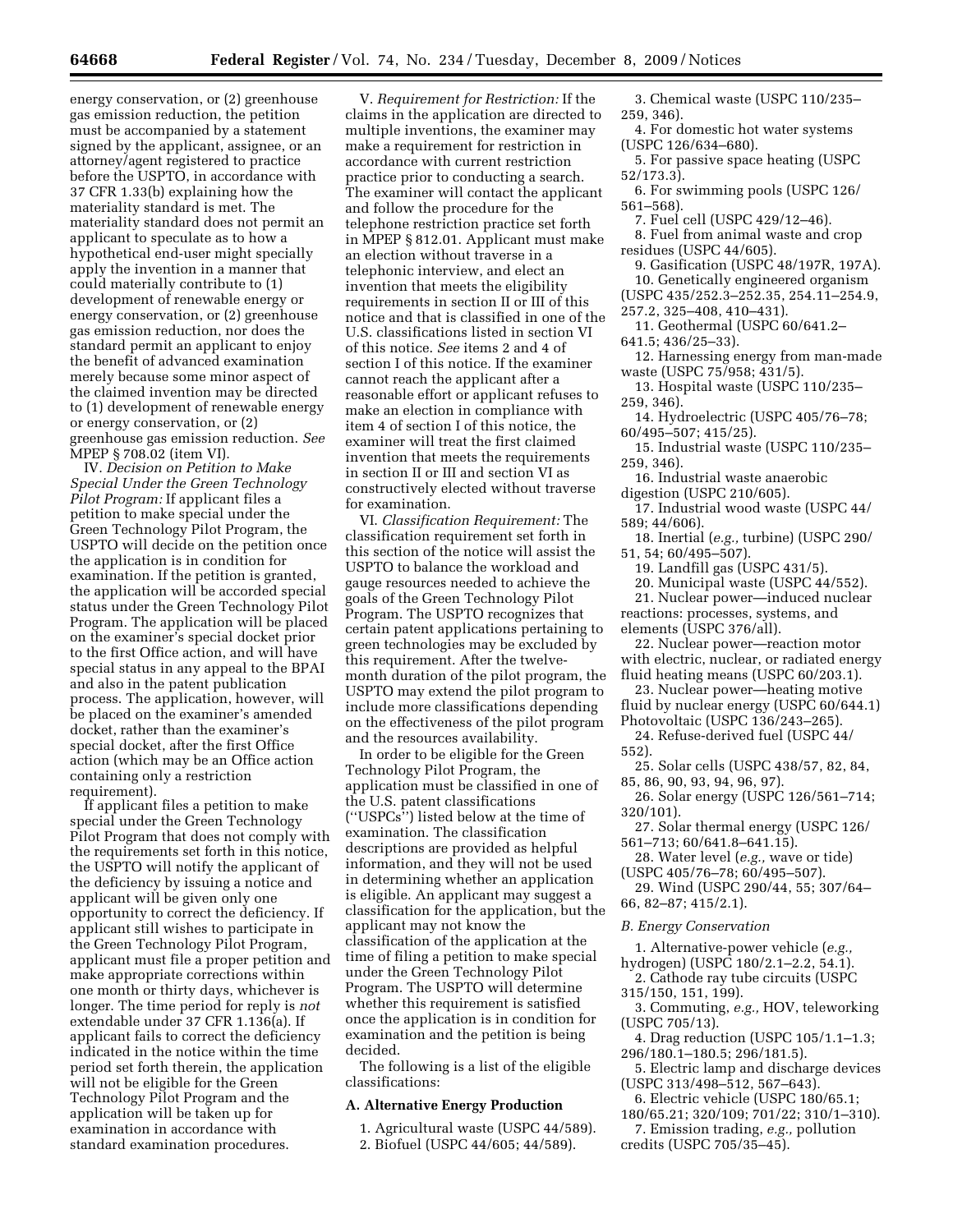energy conservation, or (2) greenhouse gas emission reduction, the petition must be accompanied by a statement signed by the applicant, assignee, or an attorney/agent registered to practice before the USPTO, in accordance with 37 CFR 1.33(b) explaining how the materiality standard is met. The materiality standard does not permit an applicant to speculate as to how a hypothetical end-user might specially apply the invention in a manner that could materially contribute to (1) development of renewable energy or energy conservation, or (2) greenhouse gas emission reduction, nor does the standard permit an applicant to enjoy the benefit of advanced examination merely because some minor aspect of the claimed invention may be directed to (1) development of renewable energy or energy conservation, or (2) greenhouse gas emission reduction. *See* MPEP § 708.02 (item VI).

IV. *Decision on Petition to Make Special Under the Green Technology Pilot Program:* If applicant files a petition to make special under the Green Technology Pilot Program, the USPTO will decide on the petition once the application is in condition for examination. If the petition is granted, the application will be accorded special status under the Green Technology Pilot Program. The application will be placed on the examiner's special docket prior to the first Office action, and will have special status in any appeal to the BPAI and also in the patent publication process. The application, however, will be placed on the examiner's amended docket, rather than the examiner's special docket, after the first Office action (which may be an Office action containing only a restriction requirement).

If applicant files a petition to make special under the Green Technology Pilot Program that does not comply with the requirements set forth in this notice, the USPTO will notify the applicant of the deficiency by issuing a notice and applicant will be given only one opportunity to correct the deficiency. If applicant still wishes to participate in the Green Technology Pilot Program, applicant must file a proper petition and make appropriate corrections within one month or thirty days, whichever is longer. The time period for reply is *not* extendable under 37 CFR 1.136(a). If applicant fails to correct the deficiency indicated in the notice within the time period set forth therein, the application will not be eligible for the Green Technology Pilot Program and the application will be taken up for examination in accordance with standard examination procedures.

V. *Requirement for Restriction:* If the claims in the application are directed to multiple inventions, the examiner may make a requirement for restriction in accordance with current restriction practice prior to conducting a search. The examiner will contact the applicant and follow the procedure for the telephone restriction practice set forth in MPEP § 812.01. Applicant must make an election without traverse in a telephonic interview, and elect an invention that meets the eligibility requirements in section II or III of this notice and that is classified in one of the U.S. classifications listed in section VI of this notice. *See* items 2 and 4 of section I of this notice. If the examiner cannot reach the applicant after a reasonable effort or applicant refuses to make an election in compliance with item 4 of section I of this notice, the examiner will treat the first claimed invention that meets the requirements in section II or III and section VI as constructively elected without traverse for examination.

VI. *Classification Requirement:* The classification requirement set forth in this section of the notice will assist the USPTO to balance the workload and gauge resources needed to achieve the goals of the Green Technology Pilot Program. The USPTO recognizes that certain patent applications pertaining to green technologies may be excluded by this requirement. After the twelve-month duration of the pilot program, the USPTO may extend the pilot program to include more classifications depending on the effectiveness of the pilot program and the resources availability.

In order to be eligible for the Green Technology Pilot Program, the application must be classified in one of the U.S. patent classifications (''USPCs'') listed below at the time of examination. The classification descriptions are provided as helpful information, and they will not be used in determining whether an application is eligible. An applicant may suggest a classification for the application, but the applicant may not know the classification of the application at the time of filing a petition to make special under the Green Technology Pilot Program. The USPTO will determine whether this requirement is satisfied once the application is in condition for examination and the petition is being decided.

The following is a list of the eligible classifications:

**A. Alternative Energy Production**

1. Agricultural waste (USPC 44/589).
2. Biofuel (USPC 44/605; 44/589).
3. Chemical waste (USPC 110/235–259, 346).
4. For domestic hot water systems (USPC 126/634–680).
5. For passive space heating (USPC 52/173.3).
6. For swimming pools (USPC 126/561–568).
7. Fuel cell (USPC 429/12–46).
8. Fuel from animal waste and crop residues (USPC 44/605).
9. Gasification (USPC 48/197R, 197A).
10. Genetically engineered organism (USPC 435/252.3–252.35, 254.11–254.9, 257.2, 325–408, 410–431).
11. Geothermal (USPC 60/641.2–641.5; 436/25–33).
12. Harnessing energy from man-made waste (USPC 75/958; 431/5).
13. Hospital waste (USPC 110/235–259, 346).
14. Hydroelectric (USPC 405/76–78; 60/495–507; 415/25).
15. Industrial waste (USPC 110/235–259, 346).
16. Industrial waste anaerobic digestion (USPC 210/605).
17. Industrial wood waste (USPC 44/589; 44/606).
18. Inertial (*e.g.,* turbine) (USPC 290/51, 54; 60/495–507).
19. Landfill gas (USPC 431/5).
20. Municipal waste (USPC 44/552).
21. Nuclear power—induced nuclear reactions: processes, systems, and elements (USPC 376/all).
22. Nuclear power—reaction motor with electric, nuclear, or radiated energy fluid heating means (USPC 60/203.1).
23. Nuclear power—heating motive fluid by nuclear energy (USPC 60/644.1) Photovoltaic (USPC 136/243–265).
24. Refuse-derived fuel (USPC 44/552).
25. Solar cells (USPC 438/57, 82, 84, 85, 86, 90, 93, 94, 96, 97).
26. Solar energy (USPC 126/561–714; 320/101).
27. Solar thermal energy (USPC 126/561–713; 60/641.8–641.15).
28. Water level (*e.g.,* wave or tide) (USPC 405/76–78; 60/495–507).
29. Wind (USPC 290/44, 55; 307/64–66, 82–87; 415/2.1).

*B. Energy Conservation*

1. Alternative-power vehicle (*e.g.,* hydrogen) (USPC 180/2.1–2.2, 54.1).
2. Cathode ray tube circuits (USPC 315/150, 151, 199).
3. Commuting, *e.g.,* HOV, teleworking (USPC 705/13).
4. Drag reduction (USPC 105/1.1–1.3; 296/180.1–180.5; 296/181.5).
5. Electric lamp and discharge devices (USPC 313/498–512, 567–643).
6. Electric vehicle (USPC 180/65.1; 180/65.21; 320/109; 701/22; 310/1–310).
7. Emission trading, *e.g.,* pollution credits (USPC 705/35–45).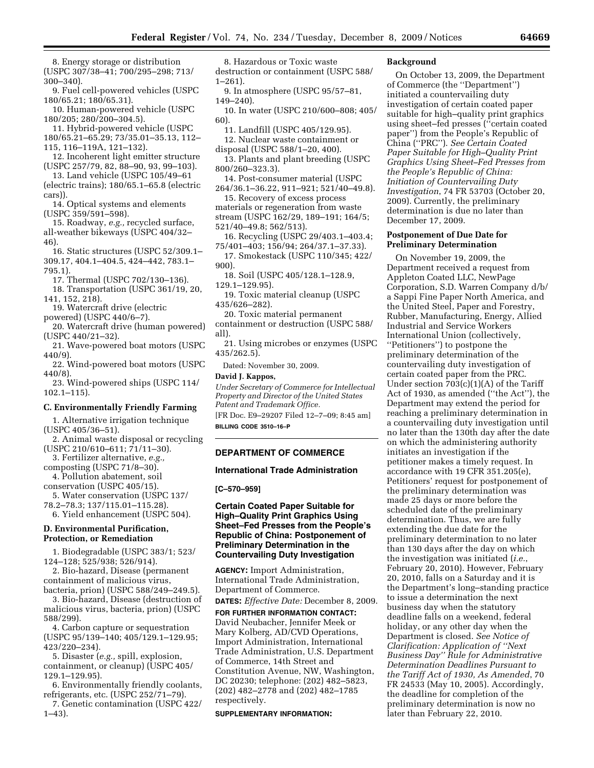8. Energy storage or distribution (USPC 307/38–41; 700/295–298; 713/300–340).

9. Fuel cell-powered vehicles (USPC 180/65.21; 180/65.31).

10. Human-powered vehicle (USPC 180/205; 280/200–304.5).

11. Hybrid-powered vehicle (USPC 180/65.21–65.29; 73/35.01–35.13, 112–115, 116–119A, 121–132).

12. Incoherent light emitter structure (USPC 257/79, 82, 88–90, 93, 99–103).

13. Land vehicle (USPC 105/49–61 (electric trains); 180/65.1–65.8 (electric cars)).

14. Optical systems and elements (USPC 359/591–598).

15. Roadway, *e.g.,* recycled surface, all-weather bikeways (USPC 404/32–46).

16. Static structures (USPC 52/309.1–309.17, 404.1–404.5, 424–442, 783.1–795.1).

17. Thermal (USPC 702/130–136).

18. Transportation (USPC 361/19, 20, 141, 152, 218).

19. Watercraft drive (electric powered) (USPC 440/6–7).

20. Watercraft drive (human powered) (USPC 440/21–32).

21. Wave-powered boat motors (USPC 440/9).

22. Wind-powered boat motors (USPC 440/8).

23. Wind-powered ships (USPC 114/102.1–115).

### C. Environmentally Friendly Farming

1. Alternative irrigation technique (USPC 405/36–51).

2. Animal waste disposal or recycling (USPC 210/610–611; 71/11–30).

3. Fertilizer alternative, *e.g.,* composting (USPC 71/8–30).

4. Pollution abatement, soil conservation (USPC 405/15).

5. Water conservation (USPC 137/78.2–78.3; 137/115.01–115.28).

6. Yield enhancement (USPC 504).

### D. Environmental Purification, Protection, or Remediation

1. Biodegradable (USPC 383/1; 523/124–128; 525/938; 526/914).

2. Bio-hazard, Disease (permanent containment of malicious virus, bacteria, prion) (USPC 588/249–249.5).

3. Bio-hazard, Disease (destruction of malicious virus, bacteria, prion) (USPC 588/299).

4. Carbon capture or sequestration (USPC 95/139–140; 405/129.1–129.95; 423/220–234).

5. Disaster (*e.g.,* spill, explosion, containment, or cleanup) (USPC 405/129.1–129.95).

6. Environmentally friendly coolants, refrigerants, etc. (USPC 252/71–79).

7. Genetic contamination (USPC 422/1–43).

8. Hazardous or Toxic waste destruction or containment (USPC 588/1–261).

9. In atmosphere (USPC 95/57–81, 149–240).

10. In water (USPC 210/600–808; 405/60).

11. Landfill (USPC 405/129.95).

12. Nuclear waste containment or disposal (USPC 588/1–20, 400).

13. Plants and plant breeding (USPC 800/260–323.3).

14. Post-consumer material (USPC 264/36.1–36.22, 911–921; 521/40–49.8).

15. Recovery of excess process materials or regeneration from waste stream (USPC 162/29, 189–191; 164/5; 521/40–49.8; 562/513).

16. Recycling (USPC 29/403.1–403.4; 75/401–403; 156/94; 264/37.1–37.33).

17. Smokestack (USPC 110/345; 422/900).

18. Soil (USPC 405/128.1–128.9, 129.1–129.95).

19. Toxic material cleanup (USPC 435/626–282).

20. Toxic material permanent containment or destruction (USPC 588/all).

21. Using microbes or enzymes (USPC 435/262.5).

Dated: November 30, 2009.

**David J. Kappos,**

*Under Secretary of Commerce for Intellectual Property and Director of the United States Patent and Trademark Office.*

[FR Doc. E9–29207 Filed 12–7–09; 8:45 am]

**BILLING CODE 3510–16–P**

---

## DEPARTMENT OF COMMERCE

### International Trade Administration

**[C–570–959]**

### Certain Coated Paper Suitable for High–Quality Print Graphics Using Sheet–Fed Presses from the People's Republic of China: Postponement of Preliminary Determination in the Countervailing Duty Investigation

**AGENCY:** Import Administration, International Trade Administration, Department of Commerce.

**DATES:** *Effective Date:* December 8, 2009.

**FOR FURTHER INFORMATION CONTACT:** David Neubacher, Jennifer Meek or Mary Kolberg, AD/CVD Operations, Import Administration, International Trade Administration, U.S. Department of Commerce, 14th Street and Constitution Avenue, NW, Washington, DC 20230; telephone: (202) 482–5823, (202) 482–2778 and (202) 482–1785 respectively.

**SUPPLEMENTARY INFORMATION:**

**Background**

On October 13, 2009, the Department of Commerce (the ''Department'') initiated a countervailing duty investigation of certain coated paper suitable for high–quality print graphics using sheet–fed presses (''certain coated paper'') from the People's Republic of China (''PRC''). *See Certain Coated Paper Suitable for High–Quality Print Graphics Using Sheet–Fed Presses from the People's Republic of China: Initiation of Countervailing Duty Investigation*, 74 FR 53703 (October 20, 2009). Currently, the preliminary determination is due no later than December 17, 2009.

**Postponement of Due Date for Preliminary Determination**

On November 19, 2009, the Department received a request from Appleton Coated LLC, NewPage Corporation, S.D. Warren Company d/b/a Sappi Fine Paper North America, and the United Steel, Paper and Forestry, Rubber, Manufacturing, Energy, Allied Industrial and Service Workers International Union (collectively, ''Petitioners'') to postpone the preliminary determination of the countervailing duty investigation of certain coated paper from the PRC. Under section 703(c)(1)(A) of the Tariff Act of 1930, as amended (''the Act''), the Department may extend the period for reaching a preliminary determination in a countervailing duty investigation until no later than the 130th day after the date on which the administering authority initiates an investigation if the petitioner makes a timely request. In accordance with 19 CFR 351.205(e), Petitioners' request for postponement of the preliminary determination was made 25 days or more before the scheduled date of the preliminary determination. Thus, we are fully extending the due date for the preliminary determination to no later than 130 days after the day on which the investigation was initiated (*i.e.*, February 20, 2010). However, February 20, 2010, falls on a Saturday and it is the Department's long–standing practice to issue a determination the next business day when the statutory deadline falls on a weekend, federal holiday, or any other day when the Department is closed. *See Notice of Clarification: Application of ''Next Business Day'' Rule for Administrative Determination Deadlines Pursuant to the Tariff Act of 1930, As Amended*, 70 FR 24533 (May 10, 2005). Accordingly, the deadline for completion of the preliminary determination is now no later than February 22, 2010.